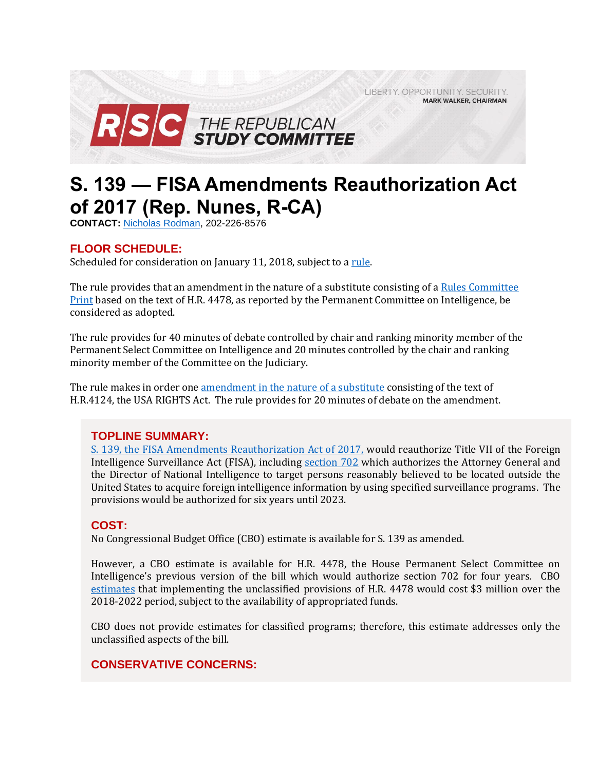LIBERTY. OPPORTUNITY. SECURITY.
MARK WALKER, CHAIRMAN

RSC THE REPUBLICAN STUDY COMMITTEE

# S. 139 — FISA Amendments Reauthorization Act of 2017 (Rep. Nunes, R-CA)

**CONTACT:** Nicholas Rodman, 202-226-8576

## FLOOR SCHEDULE:

Scheduled for consideration on January 11, 2018, subject to a rule.

The rule provides that an amendment in the nature of a substitute consisting of a Rules Committee Print based on the text of H.R. 4478, as reported by the Permanent Committee on Intelligence, be considered as adopted.

The rule provides for 40 minutes of debate controlled by chair and ranking minority member of the Permanent Select Committee on Intelligence and 20 minutes controlled by the chair and ranking minority member of the Committee on the Judiciary.

The rule makes in order one amendment in the nature of a substitute consisting of the text of H.R.4124, the USA RIGHTS Act. The rule provides for 20 minutes of debate on the amendment.

## TOPLINE SUMMARY:

S. 139, the FISA Amendments Reauthorization Act of 2017, would reauthorize Title VII of the Foreign Intelligence Surveillance Act (FISA), including section 702 which authorizes the Attorney General and the Director of National Intelligence to target persons reasonably believed to be located outside the United States to acquire foreign intelligence information by using specified surveillance programs. The provisions would be authorized for six years until 2023.

## COST:

No Congressional Budget Office (CBO) estimate is available for S. 139 as amended.

However, a CBO estimate is available for H.R. 4478, the House Permanent Select Committee on Intelligence's previous version of the bill which would authorize section 702 for four years. CBO estimates that implementing the unclassified provisions of H.R. 4478 would cost $3 million over the 2018-2022 period, subject to the availability of appropriated funds.

CBO does not provide estimates for classified programs; therefore, this estimate addresses only the unclassified aspects of the bill.

## CONSERVATIVE CONCERNS: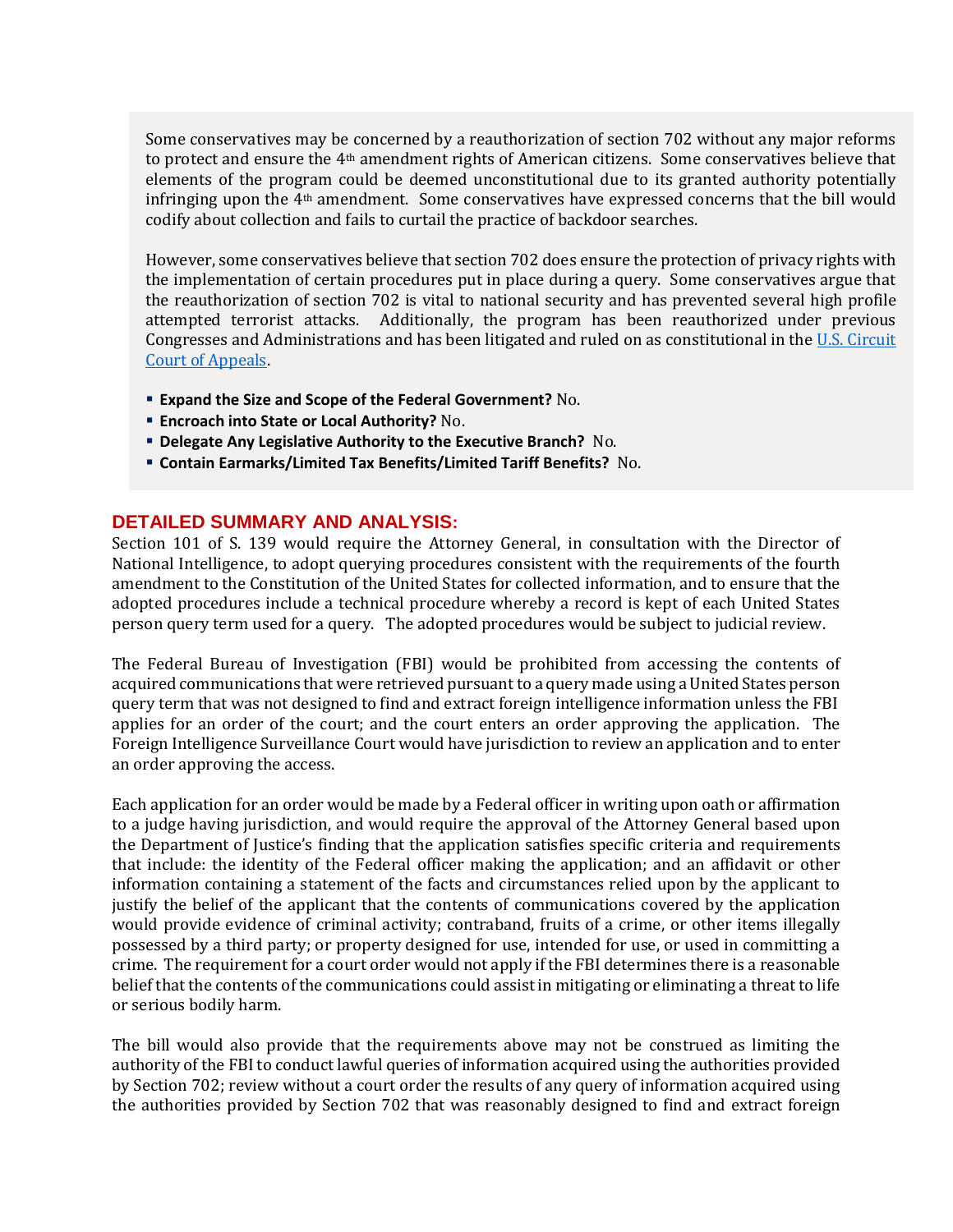Some conservatives may be concerned by a reauthorization of section 702 without any major reforms to protect and ensure the 4th amendment rights of American citizens. Some conservatives believe that elements of the program could be deemed unconstitutional due to its granted authority potentially infringing upon the 4th amendment. Some conservatives have expressed concerns that the bill would codify about collection and fails to curtail the practice of backdoor searches.

However, some conservatives believe that section 702 does ensure the protection of privacy rights with the implementation of certain procedures put in place during a query. Some conservatives argue that the reauthorization of section 702 is vital to national security and has prevented several high profile attempted terrorist attacks. Additionally, the program has been reauthorized under previous Congresses and Administrations and has been litigated and ruled on as constitutional in the U.S. Circuit Court of Appeals.

- **Expand the Size and Scope of the Federal Government?** No.
- **Encroach into State or Local Authority?** No.
- **Delegate Any Legislative Authority to the Executive Branch?** No.
- **Contain Earmarks/Limited Tax Benefits/Limited Tariff Benefits?** No.

## DETAILED SUMMARY AND ANALYSIS:

Section 101 of S. 139 would require the Attorney General, in consultation with the Director of National Intelligence, to adopt querying procedures consistent with the requirements of the fourth amendment to the Constitution of the United States for collected information, and to ensure that the adopted procedures include a technical procedure whereby a record is kept of each United States person query term used for a query. The adopted procedures would be subject to judicial review.

The Federal Bureau of Investigation (FBI) would be prohibited from accessing the contents of acquired communications that were retrieved pursuant to a query made using a United States person query term that was not designed to find and extract foreign intelligence information unless the FBI applies for an order of the court; and the court enters an order approving the application. The Foreign Intelligence Surveillance Court would have jurisdiction to review an application and to enter an order approving the access.

Each application for an order would be made by a Federal officer in writing upon oath or affirmation to a judge having jurisdiction, and would require the approval of the Attorney General based upon the Department of Justice's finding that the application satisfies specific criteria and requirements that include: the identity of the Federal officer making the application; and an affidavit or other information containing a statement of the facts and circumstances relied upon by the applicant to justify the belief of the applicant that the contents of communications covered by the application would provide evidence of criminal activity; contraband, fruits of a crime, or other items illegally possessed by a third party; or property designed for use, intended for use, or used in committing a crime. The requirement for a court order would not apply if the FBI determines there is a reasonable belief that the contents of the communications could assist in mitigating or eliminating a threat to life or serious bodily harm.

The bill would also provide that the requirements above may not be construed as limiting the authority of the FBI to conduct lawful queries of information acquired using the authorities provided by Section 702; review without a court order the results of any query of information acquired using the authorities provided by Section 702 that was reasonably designed to find and extract foreign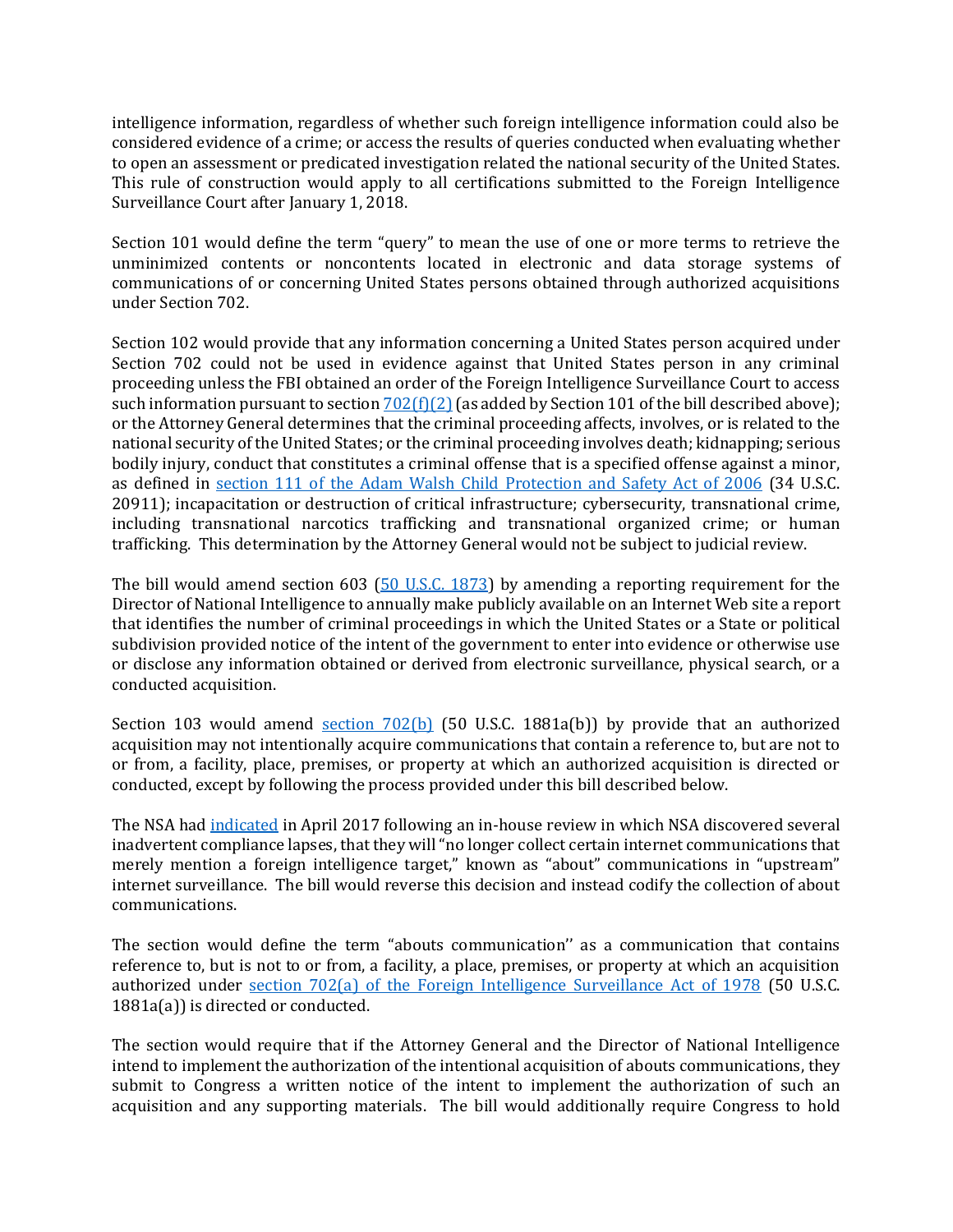intelligence information, regardless of whether such foreign intelligence information could also be considered evidence of a crime; or access the results of queries conducted when evaluating whether to open an assessment or predicated investigation related the national security of the United States. This rule of construction would apply to all certifications submitted to the Foreign Intelligence Surveillance Court after January 1, 2018.

Section 101 would define the term "query" to mean the use of one or more terms to retrieve the unminimized contents or noncontents located in electronic and data storage systems of communications of or concerning United States persons obtained through authorized acquisitions under Section 702.

Section 102 would provide that any information concerning a United States person acquired under Section 702 could not be used in evidence against that United States person in any criminal proceeding unless the FBI obtained an order of the Foreign Intelligence Surveillance Court to access such information pursuant to section [702(f)(2)](#) (as added by Section 101 of the bill described above); or the Attorney General determines that the criminal proceeding affects, involves, or is related to the national security of the United States; or the criminal proceeding involves death; kidnapping; serious bodily injury, conduct that constitutes a criminal offense that is a specified offense against a minor, as defined in [section 111 of the Adam Walsh Child Protection and Safety Act of 2006](#) (34 U.S.C. 20911); incapacitation or destruction of critical infrastructure; cybersecurity, transnational crime, including transnational narcotics trafficking and transnational organized crime; or human trafficking. This determination by the Attorney General would not be subject to judicial review.

The bill would amend section 603 ([50 U.S.C. 1873](#)) by amending a reporting requirement for the Director of National Intelligence to annually make publicly available on an Internet Web site a report that identifies the number of criminal proceedings in which the United States or a State or political subdivision provided notice of the intent of the government to enter into evidence or otherwise use or disclose any information obtained or derived from electronic surveillance, physical search, or a conducted acquisition.

Section 103 would amend [section 702(b)](#) (50 U.S.C. 1881a(b)) by provide that an authorized acquisition may not intentionally acquire communications that contain a reference to, but are not to or from, a facility, place, premises, or property at which an authorized acquisition is directed or conducted, except by following the process provided under this bill described below.

The NSA had [indicated](#) in April 2017 following an in-house review in which NSA discovered several inadvertent compliance lapses, that they will "no longer collect certain internet communications that merely mention a foreign intelligence target," known as "about" communications in "upstream" internet surveillance. The bill would reverse this decision and instead codify the collection of about communications.

The section would define the term "abouts communication'' as a communication that contains reference to, but is not to or from, a facility, a place, premises, or property at which an acquisition authorized under [section 702(a) of the Foreign Intelligence Surveillance Act of 1978](#) (50 U.S.C. 1881a(a)) is directed or conducted.

The section would require that if the Attorney General and the Director of National Intelligence intend to implement the authorization of the intentional acquisition of abouts communications, they submit to Congress a written notice of the intent to implement the authorization of such an acquisition and any supporting materials. The bill would additionally require Congress to hold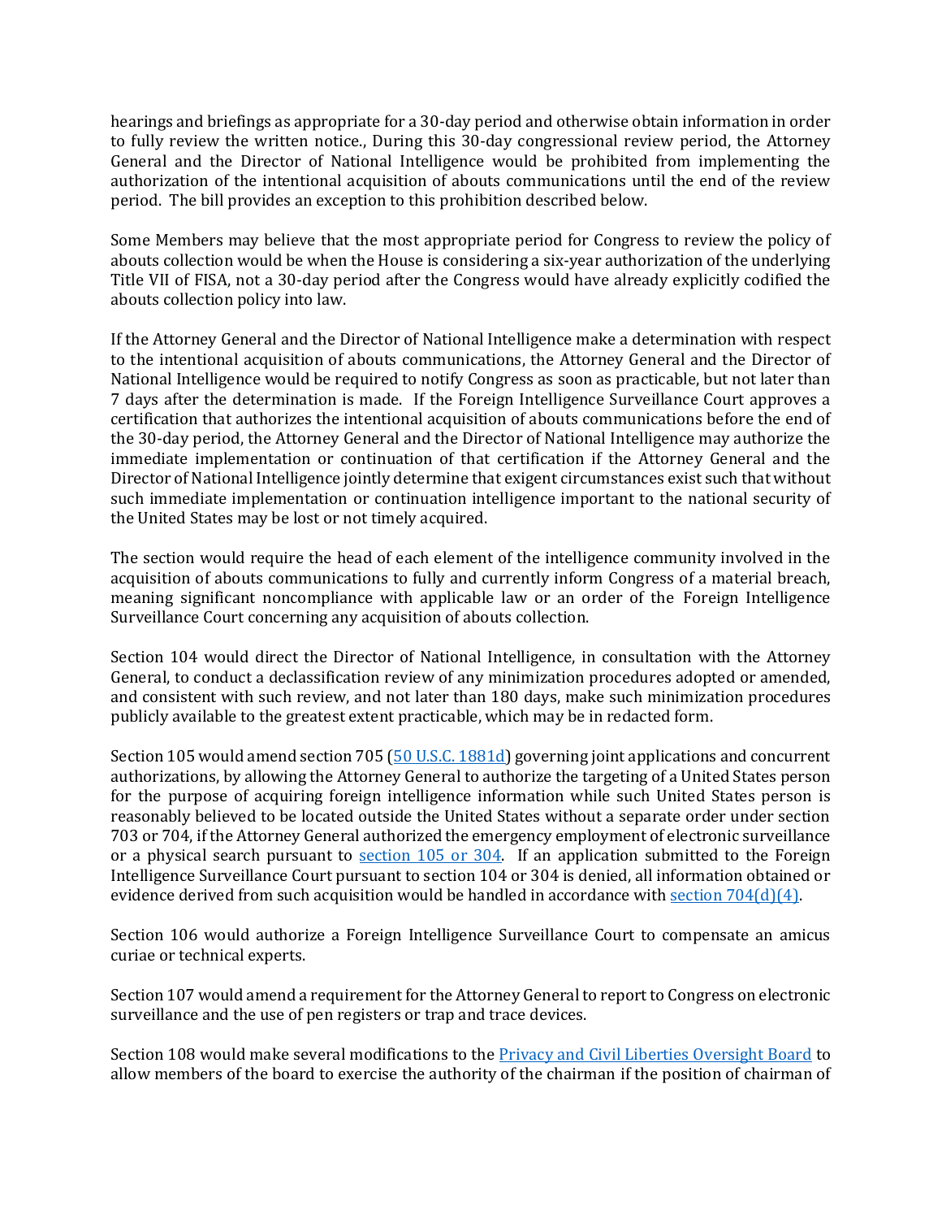hearings and briefings as appropriate for a 30-day period and otherwise obtain information in order to fully review the written notice., During this 30-day congressional review period, the Attorney General and the Director of National Intelligence would be prohibited from implementing the authorization of the intentional acquisition of abouts communications until the end of the review period. The bill provides an exception to this prohibition described below.

Some Members may believe that the most appropriate period for Congress to review the policy of abouts collection would be when the House is considering a six-year authorization of the underlying Title VII of FISA, not a 30-day period after the Congress would have already explicitly codified the abouts collection policy into law.

If the Attorney General and the Director of National Intelligence make a determination with respect to the intentional acquisition of abouts communications, the Attorney General and the Director of National Intelligence would be required to notify Congress as soon as practicable, but not later than 7 days after the determination is made. If the Foreign Intelligence Surveillance Court approves a certification that authorizes the intentional acquisition of abouts communications before the end of the 30-day period, the Attorney General and the Director of National Intelligence may authorize the immediate implementation or continuation of that certification if the Attorney General and the Director of National Intelligence jointly determine that exigent circumstances exist such that without such immediate implementation or continuation intelligence important to the national security of the United States may be lost or not timely acquired.

The section would require the head of each element of the intelligence community involved in the acquisition of abouts communications to fully and currently inform Congress of a material breach, meaning significant noncompliance with applicable law or an order of the Foreign Intelligence Surveillance Court concerning any acquisition of abouts collection.

Section 104 would direct the Director of National Intelligence, in consultation with the Attorney General, to conduct a declassification review of any minimization procedures adopted or amended, and consistent with such review, and not later than 180 days, make such minimization procedures publicly available to the greatest extent practicable, which may be in redacted form.

Section 105 would amend section 705 ([50 U.S.C. 1881d]) governing joint applications and concurrent authorizations, by allowing the Attorney General to authorize the targeting of a United States person for the purpose of acquiring foreign intelligence information while such United States person is reasonably believed to be located outside the United States without a separate order under section 703 or 704, if the Attorney General authorized the emergency employment of electronic surveillance or a physical search pursuant to [section 105 or 304]. If an application submitted to the Foreign Intelligence Surveillance Court pursuant to section 104 or 304 is denied, all information obtained or evidence derived from such acquisition would be handled in accordance with [section 704(d)(4)].

Section 106 would authorize a Foreign Intelligence Surveillance Court to compensate an amicus curiae or technical experts.

Section 107 would amend a requirement for the Attorney General to report to Congress on electronic surveillance and the use of pen registers or trap and trace devices.

Section 108 would make several modifications to the [Privacy and Civil Liberties Oversight Board] to allow members of the board to exercise the authority of the chairman if the position of chairman of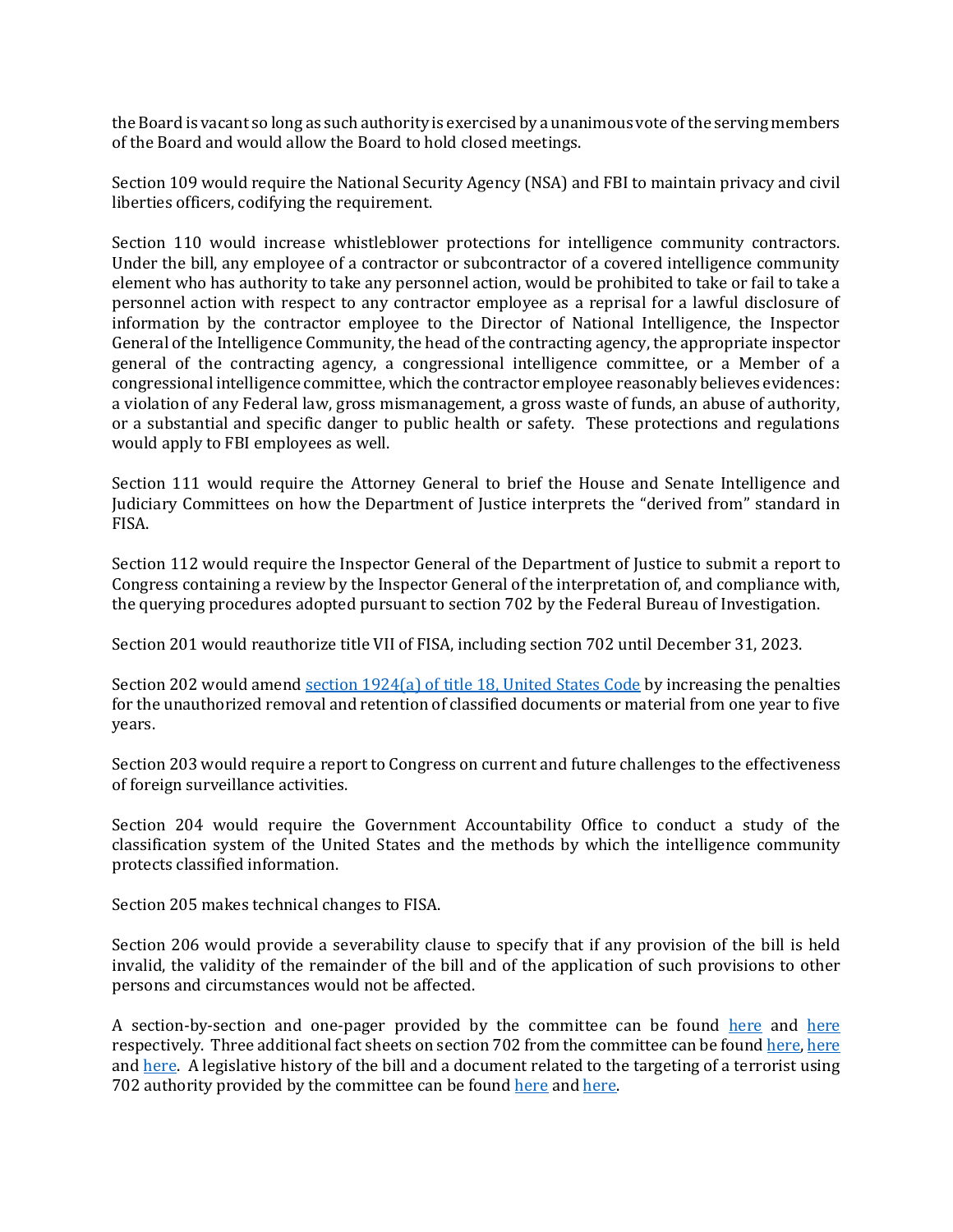the Board is vacant so long as such authority is exercised by a unanimous vote of the serving members of the Board and would allow the Board to hold closed meetings.

Section 109 would require the National Security Agency (NSA) and FBI to maintain privacy and civil liberties officers, codifying the requirement.

Section 110 would increase whistleblower protections for intelligence community contractors. Under the bill, any employee of a contractor or subcontractor of a covered intelligence community element who has authority to take any personnel action, would be prohibited to take or fail to take a personnel action with respect to any contractor employee as a reprisal for a lawful disclosure of information by the contractor employee to the Director of National Intelligence, the Inspector General of the Intelligence Community, the head of the contracting agency, the appropriate inspector general of the contracting agency, a congressional intelligence committee, or a Member of a congressional intelligence committee, which the contractor employee reasonably believes evidences: a violation of any Federal law, gross mismanagement, a gross waste of funds, an abuse of authority, or a substantial and specific danger to public health or safety. These protections and regulations would apply to FBI employees as well.

Section 111 would require the Attorney General to brief the House and Senate Intelligence and Judiciary Committees on how the Department of Justice interprets the "derived from" standard in FISA.

Section 112 would require the Inspector General of the Department of Justice to submit a report to Congress containing a review by the Inspector General of the interpretation of, and compliance with, the querying procedures adopted pursuant to section 702 by the Federal Bureau of Investigation.

Section 201 would reauthorize title VII of FISA, including section 702 until December 31, 2023.

Section 202 would amend section 1924(a) of title 18, United States Code by increasing the penalties for the unauthorized removal and retention of classified documents or material from one year to five years.

Section 203 would require a report to Congress on current and future challenges to the effectiveness of foreign surveillance activities.

Section 204 would require the Government Accountability Office to conduct a study of the classification system of the United States and the methods by which the intelligence community protects classified information.

Section 205 makes technical changes to FISA.

Section 206 would provide a severability clause to specify that if any provision of the bill is held invalid, the validity of the remainder of the bill and of the application of such provisions to other persons and circumstances would not be affected.

A section-by-section and one-pager provided by the committee can be found here and here respectively. Three additional fact sheets on section 702 from the committee can be found here, here and here. A legislative history of the bill and a document related to the targeting of a terrorist using 702 authority provided by the committee can be found here and here.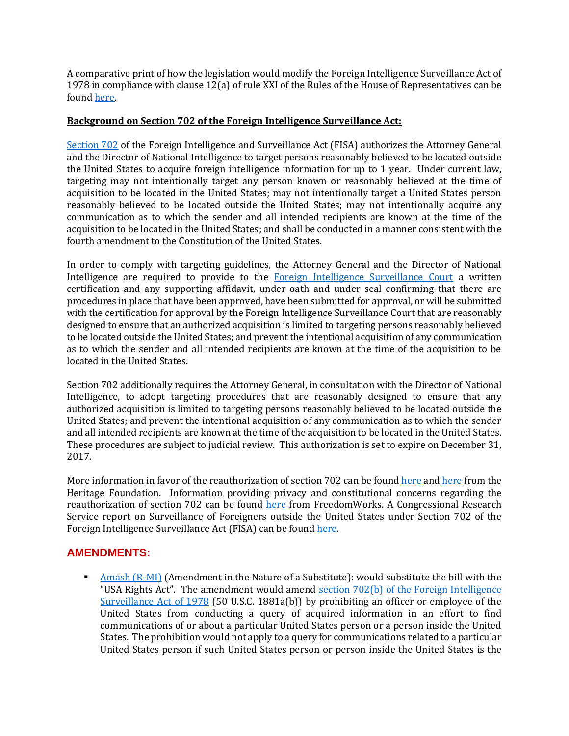A comparative print of how the legislation would modify the Foreign Intelligence Surveillance Act of 1978 in compliance with clause 12(a) of rule XXI of the Rules of the House of Representatives can be found here.

**Background on Section 702 of the Foreign Intelligence Surveillance Act:**

Section 702 of the Foreign Intelligence and Surveillance Act (FISA) authorizes the Attorney General and the Director of National Intelligence to target persons reasonably believed to be located outside the United States to acquire foreign intelligence information for up to 1 year. Under current law, targeting may not intentionally target any person known or reasonably believed at the time of acquisition to be located in the United States; may not intentionally target a United States person reasonably believed to be located outside the United States; may not intentionally acquire any communication as to which the sender and all intended recipients are known at the time of the acquisition to be located in the United States; and shall be conducted in a manner consistent with the fourth amendment to the Constitution of the United States.

In order to comply with targeting guidelines, the Attorney General and the Director of National Intelligence are required to provide to the Foreign Intelligence Surveillance Court a written certification and any supporting affidavit, under oath and under seal confirming that there are procedures in place that have been approved, have been submitted for approval, or will be submitted with the certification for approval by the Foreign Intelligence Surveillance Court that are reasonably designed to ensure that an authorized acquisition is limited to targeting persons reasonably believed to be located outside the United States; and prevent the intentional acquisition of any communication as to which the sender and all intended recipients are known at the time of the acquisition to be located in the United States.

Section 702 additionally requires the Attorney General, in consultation with the Director of National Intelligence, to adopt targeting procedures that are reasonably designed to ensure that any authorized acquisition is limited to targeting persons reasonably believed to be located outside the United States; and prevent the intentional acquisition of any communication as to which the sender and all intended recipients are known at the time of the acquisition to be located in the United States. These procedures are subject to judicial review. This authorization is set to expire on December 31, 2017.

More information in favor of the reauthorization of section 702 can be found here and here from the Heritage Foundation. Information providing privacy and constitutional concerns regarding the reauthorization of section 702 can be found here from FreedomWorks. A Congressional Research Service report on Surveillance of Foreigners outside the United States under Section 702 of the Foreign Intelligence Surveillance Act (FISA) can be found here.

## AMENDMENTS:

- Amash (R-MI) (Amendment in the Nature of a Substitute): would substitute the bill with the "USA Rights Act". The amendment would amend section 702(b) of the Foreign Intelligence Surveillance Act of 1978 (50 U.S.C. 1881a(b)) by prohibiting an officer or employee of the United States from conducting a query of acquired information in an effort to find communications of or about a particular United States person or a person inside the United States. The prohibition would not apply to a query for communications related to a particular United States person if such United States person or person inside the United States is the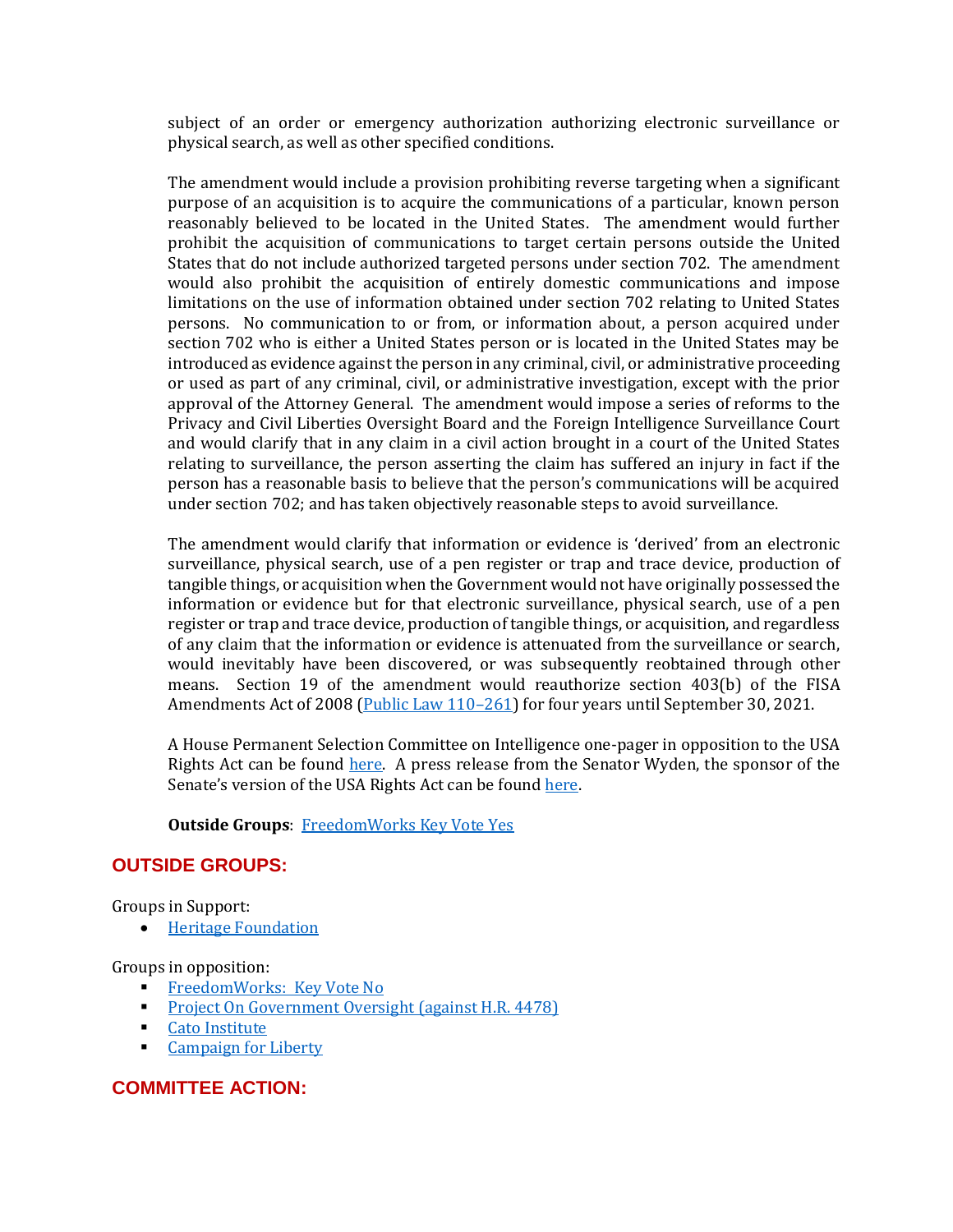subject of an order or emergency authorization authorizing electronic surveillance or physical search, as well as other specified conditions.

The amendment would include a provision prohibiting reverse targeting when a significant purpose of an acquisition is to acquire the communications of a particular, known person reasonably believed to be located in the United States. The amendment would further prohibit the acquisition of communications to target certain persons outside the United States that do not include authorized targeted persons under section 702. The amendment would also prohibit the acquisition of entirely domestic communications and impose limitations on the use of information obtained under section 702 relating to United States persons. No communication to or from, or information about, a person acquired under section 702 who is either a United States person or is located in the United States may be introduced as evidence against the person in any criminal, civil, or administrative proceeding or used as part of any criminal, civil, or administrative investigation, except with the prior approval of the Attorney General. The amendment would impose a series of reforms to the Privacy and Civil Liberties Oversight Board and the Foreign Intelligence Surveillance Court and would clarify that in any claim in a civil action brought in a court of the United States relating to surveillance, the person asserting the claim has suffered an injury in fact if the person has a reasonable basis to believe that the person's communications will be acquired under section 702; and has taken objectively reasonable steps to avoid surveillance.

The amendment would clarify that information or evidence is 'derived' from an electronic surveillance, physical search, use of a pen register or trap and trace device, production of tangible things, or acquisition when the Government would not have originally possessed the information or evidence but for that electronic surveillance, physical search, use of a pen register or trap and trace device, production of tangible things, or acquisition, and regardless of any claim that the information or evidence is attenuated from the surveillance or search, would inevitably have been discovered, or was subsequently reobtained through other means. Section 19 of the amendment would reauthorize section 403(b) of the FISA Amendments Act of 2008 (Public Law 110–261) for four years until September 30, 2021.

A House Permanent Selection Committee on Intelligence one-pager in opposition to the USA Rights Act can be found here. A press release from the Senator Wyden, the sponsor of the Senate's version of the USA Rights Act can be found here.

**Outside Groups**: FreedomWorks Key Vote Yes

## OUTSIDE GROUPS:

Groups in Support:

- Heritage Foundation

Groups in opposition:

- FreedomWorks: Key Vote No
- Project On Government Oversight (against H.R. 4478)
- Cato Institute
- Campaign for Liberty

## COMMITTEE ACTION: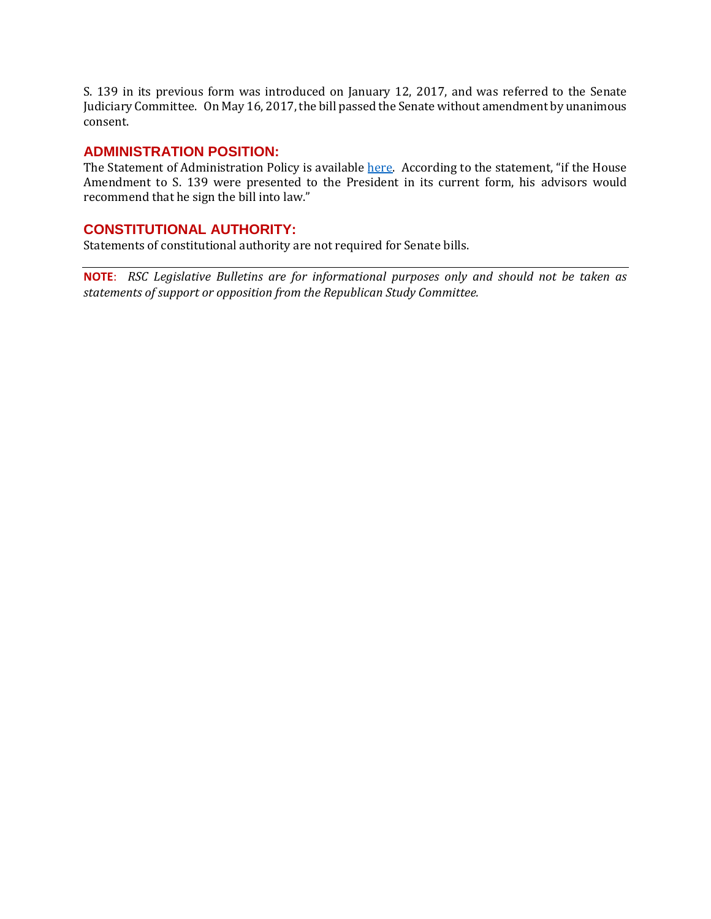S. 139 in its previous form was introduced on January 12, 2017, and was referred to the Senate Judiciary Committee. On May 16, 2017, the bill passed the Senate without amendment by unanimous consent.

## ADMINISTRATION POSITION:

The Statement of Administration Policy is available here. According to the statement, "if the House Amendment to S. 139 were presented to the President in its current form, his advisors would recommend that he sign the bill into law."

## CONSTITUTIONAL AUTHORITY:

Statements of constitutional authority are not required for Senate bills.

---

**NOTE**: *RSC Legislative Bulletins are for informational purposes only and should not be taken as statements of support or opposition from the Republican Study Committee.*